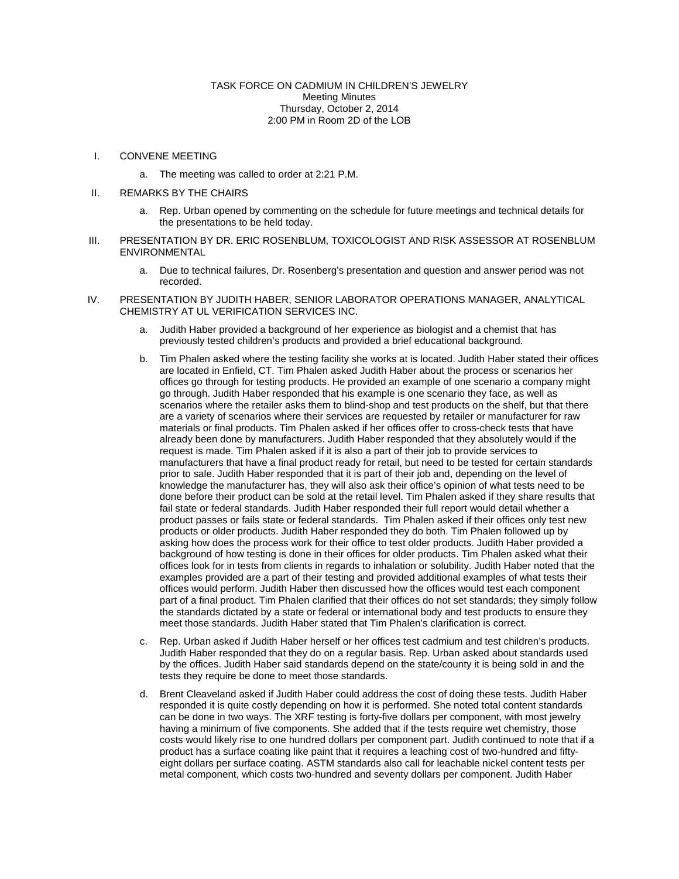TASK FORCE ON CADMIUM IN CHILDREN'S JEWELRY
Meeting Minutes
Thursday, October 2, 2014
2:00 PM in Room 2D of the LOB

I. CONVENE MEETING

   a. The meeting was called to order at 2:21 P.M.

II. REMARKS BY THE CHAIRS

   a. Rep. Urban opened by commenting on the schedule for future meetings and technical details for the presentations to be held today.

III. PRESENTATION BY DR. ERIC ROSENBLUM, TOXICOLOGIST AND RISK ASSESSOR AT ROSENBLUM ENVIRONMENTAL

   a. Due to technical failures, Dr. Rosenberg's presentation and question and answer period was not recorded.

IV. PRESENTATION BY JUDITH HABER, SENIOR LABORATOR OPERATIONS MANAGER, ANALYTICAL CHEMISTRY AT UL VERIFICATION SERVICES INC.

   a. Judith Haber provided a background of her experience as biologist and a chemist that has previously tested children's products and provided a brief educational background.

   b. Tim Phalen asked where the testing facility she works at is located. Judith Haber stated their offices are located in Enfield, CT. Tim Phalen asked Judith Haber about the process or scenarios her offices go through for testing products. He provided an example of one scenario a company might go through. Judith Haber responded that his example is one scenario they face, as well as scenarios where the retailer asks them to blind-shop and test products on the shelf, but that there are a variety of scenarios where their services are requested by retailer or manufacturer for raw materials or final products. Tim Phalen asked if her offices offer to cross-check tests that have already been done by manufacturers. Judith Haber responded that they absolutely would if the request is made. Tim Phalen asked if it is also a part of their job to provide services to manufacturers that have a final product ready for retail, but need to be tested for certain standards prior to sale. Judith Haber responded that it is part of their job and, depending on the level of knowledge the manufacturer has, they will also ask their office's opinion of what tests need to be done before their product can be sold at the retail level. Tim Phalen asked if they share results that fail state or federal standards. Judith Haber responded their full report would detail whether a product passes or fails state or federal standards. Tim Phalen asked if their offices only test new products or older products. Judith Haber responded they do both. Tim Phalen followed up by asking how does the process work for their office to test older products. Judith Haber provided a background of how testing is done in their offices for older products. Tim Phalen asked what their offices look for in tests from clients in regards to inhalation or solubility. Judith Haber noted that the examples provided are a part of their testing and provided additional examples of what tests their offices would perform. Judith Haber then discussed how the offices would test each component part of a final product. Tim Phalen clarified that their offices do not set standards; they simply follow the standards dictated by a state or federal or international body and test products to ensure they meet those standards. Judith Haber stated that Tim Phalen's clarification is correct.

   c. Rep. Urban asked if Judith Haber herself or her offices test cadmium and test children's products. Judith Haber responded that they do on a regular basis. Rep. Urban asked about standards used by the offices. Judith Haber said standards depend on the state/county it is being sold in and the tests they require be done to meet those standards.

   d. Brent Cleaveland asked if Judith Haber could address the cost of doing these tests. Judith Haber responded it is quite costly depending on how it is performed. She noted total content standards can be done in two ways. The XRF testing is forty-five dollars per component, with most jewelry having a minimum of five components. She added that if the tests require wet chemistry, those costs would likely rise to one hundred dollars per component part. Judith continued to note that if a product has a surface coating like paint that it requires a leaching cost of two-hundred and fifty-eight dollars per surface coating. ASTM standards also call for leachable nickel content tests per metal component, which costs two-hundred and seventy dollars per component. Judith Haber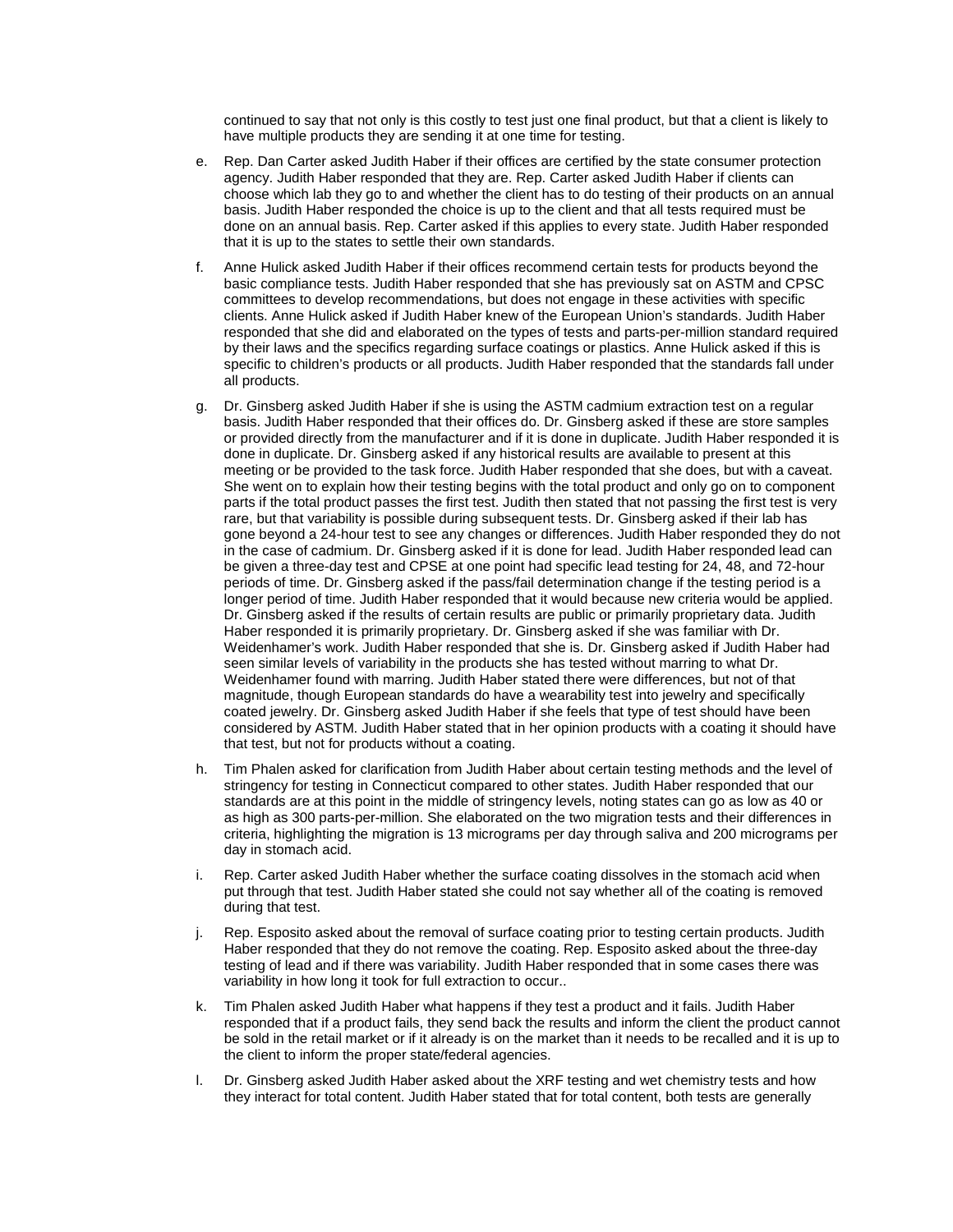continued to say that not only is this costly to test just one final product, but that a client is likely to have multiple products they are sending it at one time for testing.

e. Rep. Dan Carter asked Judith Haber if their offices are certified by the state consumer protection agency. Judith Haber responded that they are. Rep. Carter asked Judith Haber if clients can choose which lab they go to and whether the client has to do testing of their products on an annual basis. Judith Haber responded the choice is up to the client and that all tests required must be done on an annual basis. Rep. Carter asked if this applies to every state. Judith Haber responded that it is up to the states to settle their own standards.

f. Anne Hulick asked Judith Haber if their offices recommend certain tests for products beyond the basic compliance tests. Judith Haber responded that she has previously sat on ASTM and CPSC committees to develop recommendations, but does not engage in these activities with specific clients. Anne Hulick asked if Judith Haber knew of the European Union's standards. Judith Haber responded that she did and elaborated on the types of tests and parts-per-million standard required by their laws and the specifics regarding surface coatings or plastics. Anne Hulick asked if this is specific to children's products or all products. Judith Haber responded that the standards fall under all products.

g. Dr. Ginsberg asked Judith Haber if she is using the ASTM cadmium extraction test on a regular basis. Judith Haber responded that their offices do. Dr. Ginsberg asked if these are store samples or provided directly from the manufacturer and if it is done in duplicate. Judith Haber responded it is done in duplicate. Dr. Ginsberg asked if any historical results are available to present at this meeting or be provided to the task force. Judith Haber responded that she does, but with a caveat. She went on to explain how their testing begins with the total product and only go on to component parts if the total product passes the first test. Judith then stated that not passing the first test is very rare, but that variability is possible during subsequent tests. Dr. Ginsberg asked if their lab has gone beyond a 24-hour test to see any changes or differences. Judith Haber responded they do not in the case of cadmium. Dr. Ginsberg asked if it is done for lead. Judith Haber responded lead can be given a three-day test and CPSE at one point had specific lead testing for 24, 48, and 72-hour periods of time. Dr. Ginsberg asked if the pass/fail determination change if the testing period is a longer period of time. Judith Haber responded that it would because new criteria would be applied. Dr. Ginsberg asked if the results of certain results are public or primarily proprietary data. Judith Haber responded it is primarily proprietary. Dr. Ginsberg asked if she was familiar with Dr. Weidenhamer's work. Judith Haber responded that she is. Dr. Ginsberg asked if Judith Haber had seen similar levels of variability in the products she has tested without marring to what Dr. Weidenhamer found with marring. Judith Haber stated there were differences, but not of that magnitude, though European standards do have a wearability test into jewelry and specifically coated jewelry. Dr. Ginsberg asked Judith Haber if she feels that type of test should have been considered by ASTM. Judith Haber stated that in her opinion products with a coating it should have that test, but not for products without a coating.

h. Tim Phalen asked for clarification from Judith Haber about certain testing methods and the level of stringency for testing in Connecticut compared to other states. Judith Haber responded that our standards are at this point in the middle of stringency levels, noting states can go as low as 40 or as high as 300 parts-per-million. She elaborated on the two migration tests and their differences in criteria, highlighting the migration is 13 micrograms per day through saliva and 200 micrograms per day in stomach acid.

i. Rep. Carter asked Judith Haber whether the surface coating dissolves in the stomach acid when put through that test. Judith Haber stated she could not say whether all of the coating is removed during that test.

j. Rep. Esposito asked about the removal of surface coating prior to testing certain products. Judith Haber responded that they do not remove the coating. Rep. Esposito asked about the three-day testing of lead and if there was variability. Judith Haber responded that in some cases there was variability in how long it took for full extraction to occur..

k. Tim Phalen asked Judith Haber what happens if they test a product and it fails. Judith Haber responded that if a product fails, they send back the results and inform the client the product cannot be sold in the retail market or if it already is on the market than it needs to be recalled and it is up to the client to inform the proper state/federal agencies.

l. Dr. Ginsberg asked Judith Haber asked about the XRF testing and wet chemistry tests and how they interact for total content. Judith Haber stated that for total content, both tests are generally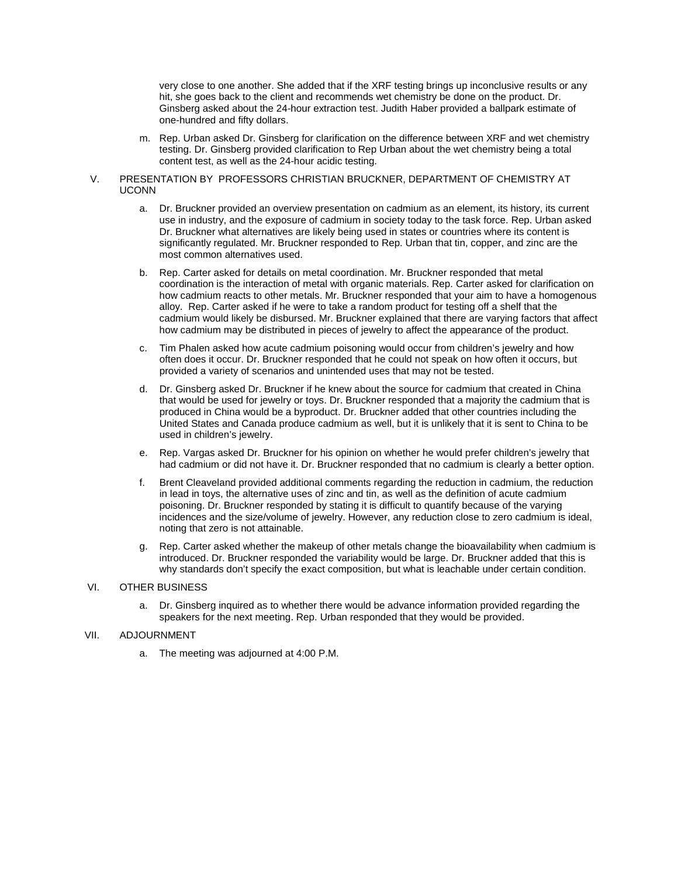very close to one another. She added that if the XRF testing brings up inconclusive results or any hit, she goes back to the client and recommends wet chemistry be done on the product. Dr. Ginsberg asked about the 24-hour extraction test. Judith Haber provided a ballpark estimate of one-hundred and fifty dollars.

m. Rep. Urban asked Dr. Ginsberg for clarification on the difference between XRF and wet chemistry testing. Dr. Ginsberg provided clarification to Rep Urban about the wet chemistry being a total content test, as well as the 24-hour acidic testing.

V. PRESENTATION BY PROFESSORS CHRISTIAN BRUCKNER, DEPARTMENT OF CHEMISTRY AT UCONN

a. Dr. Bruckner provided an overview presentation on cadmium as an element, its history, its current use in industry, and the exposure of cadmium in society today to the task force. Rep. Urban asked Dr. Bruckner what alternatives are likely being used in states or countries where its content is significantly regulated. Mr. Bruckner responded to Rep. Urban that tin, copper, and zinc are the most common alternatives used.

b. Rep. Carter asked for details on metal coordination. Mr. Bruckner responded that metal coordination is the interaction of metal with organic materials. Rep. Carter asked for clarification on how cadmium reacts to other metals. Mr. Bruckner responded that your aim to have a homogenous alloy. Rep. Carter asked if he were to take a random product for testing off a shelf that the cadmium would likely be disbursed. Mr. Bruckner explained that there are varying factors that affect how cadmium may be distributed in pieces of jewelry to affect the appearance of the product.

c. Tim Phalen asked how acute cadmium poisoning would occur from children's jewelry and how often does it occur. Dr. Bruckner responded that he could not speak on how often it occurs, but provided a variety of scenarios and unintended uses that may not be tested.

d. Dr. Ginsberg asked Dr. Bruckner if he knew about the source for cadmium that created in China that would be used for jewelry or toys. Dr. Bruckner responded that a majority the cadmium that is produced in China would be a byproduct. Dr. Bruckner added that other countries including the United States and Canada produce cadmium as well, but it is unlikely that it is sent to China to be used in children's jewelry.

e. Rep. Vargas asked Dr. Bruckner for his opinion on whether he would prefer children's jewelry that had cadmium or did not have it. Dr. Bruckner responded that no cadmium is clearly a better option.

f. Brent Cleaveland provided additional comments regarding the reduction in cadmium, the reduction in lead in toys, the alternative uses of zinc and tin, as well as the definition of acute cadmium poisoning. Dr. Bruckner responded by stating it is difficult to quantify because of the varying incidences and the size/volume of jewelry. However, any reduction close to zero cadmium is ideal, noting that zero is not attainable.

g. Rep. Carter asked whether the makeup of other metals change the bioavailability when cadmium is introduced. Dr. Bruckner responded the variability would be large. Dr. Bruckner added that this is why standards don't specify the exact composition, but what is leachable under certain condition.

VI. OTHER BUSINESS

a. Dr. Ginsberg inquired as to whether there would be advance information provided regarding the speakers for the next meeting. Rep. Urban responded that they would be provided.

VII. ADJOURNMENT

a. The meeting was adjourned at 4:00 P.M.